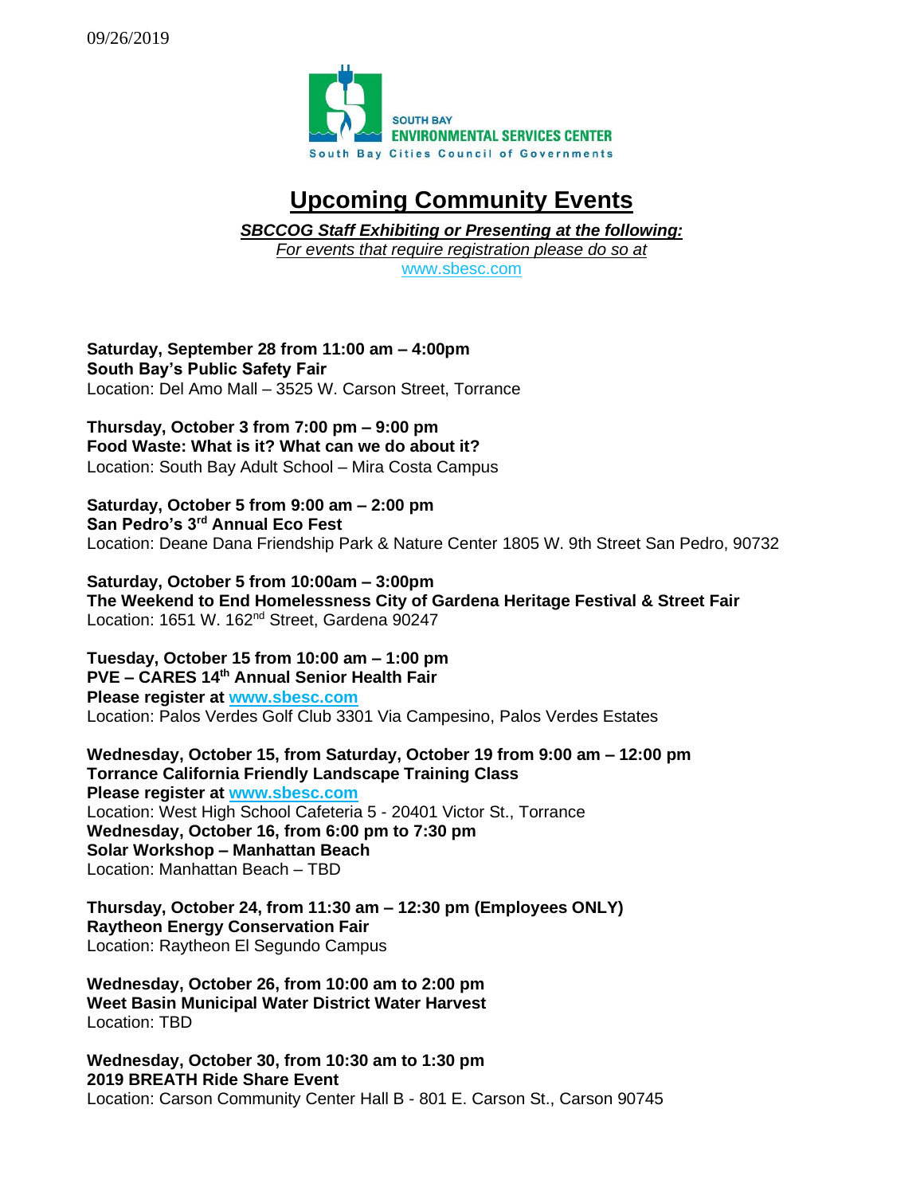09/26/2019

SOUTH BAY
ENVIRONMENTAL SERVICES CENTER
South Bay Cities Council of Governments

# Upcoming Community Events

***SBCCOG Staff Exhibiting or Presenting at the following:***

*For events that require registration please do so at*
www.sbesc.com

**Saturday, September 28 from 11:00 am – 4:00pm**
**South Bay's Public Safety Fair**
Location: Del Amo Mall – 3525 W. Carson Street, Torrance

**Thursday, October 3 from 7:00 pm – 9:00 pm**
**Food Waste: What is it? What can we do about it?**
Location: South Bay Adult School – Mira Costa Campus

**Saturday, October 5 from 9:00 am – 2:00 pm**
**San Pedro's 3rd Annual Eco Fest**
Location: Deane Dana Friendship Park & Nature Center 1805 W. 9th Street San Pedro, 90732

**Saturday, October 5 from 10:00am – 3:00pm**
**The Weekend to End Homelessness City of Gardena Heritage Festival & Street Fair**
Location: 1651 W. 162nd Street, Gardena 90247

**Tuesday, October 15 from 10:00 am – 1:00 pm**
**PVE – CARES 14th Annual Senior Health Fair**
**Please register at www.sbesc.com**
Location: Palos Verdes Golf Club 3301 Via Campesino, Palos Verdes Estates

**Wednesday, October 15, from Saturday, October 19 from 9:00 am – 12:00 pm**
**Torrance California Friendly Landscape Training Class**
**Please register at www.sbesc.com**
Location: West High School Cafeteria 5 - 20401 Victor St., Torrance
**Wednesday, October 16, from 6:00 pm to 7:30 pm**
**Solar Workshop – Manhattan Beach**
Location: Manhattan Beach – TBD

**Thursday, October 24, from 11:30 am – 12:30 pm (Employees ONLY)**
**Raytheon Energy Conservation Fair**
Location: Raytheon El Segundo Campus

**Wednesday, October 26, from 10:00 am to 2:00 pm**
**Weet Basin Municipal Water District Water Harvest**
Location: TBD

**Wednesday, October 30, from 10:30 am to 1:30 pm**
**2019 BREATH Ride Share Event**
Location: Carson Community Center Hall B - 801 E. Carson St., Carson 90745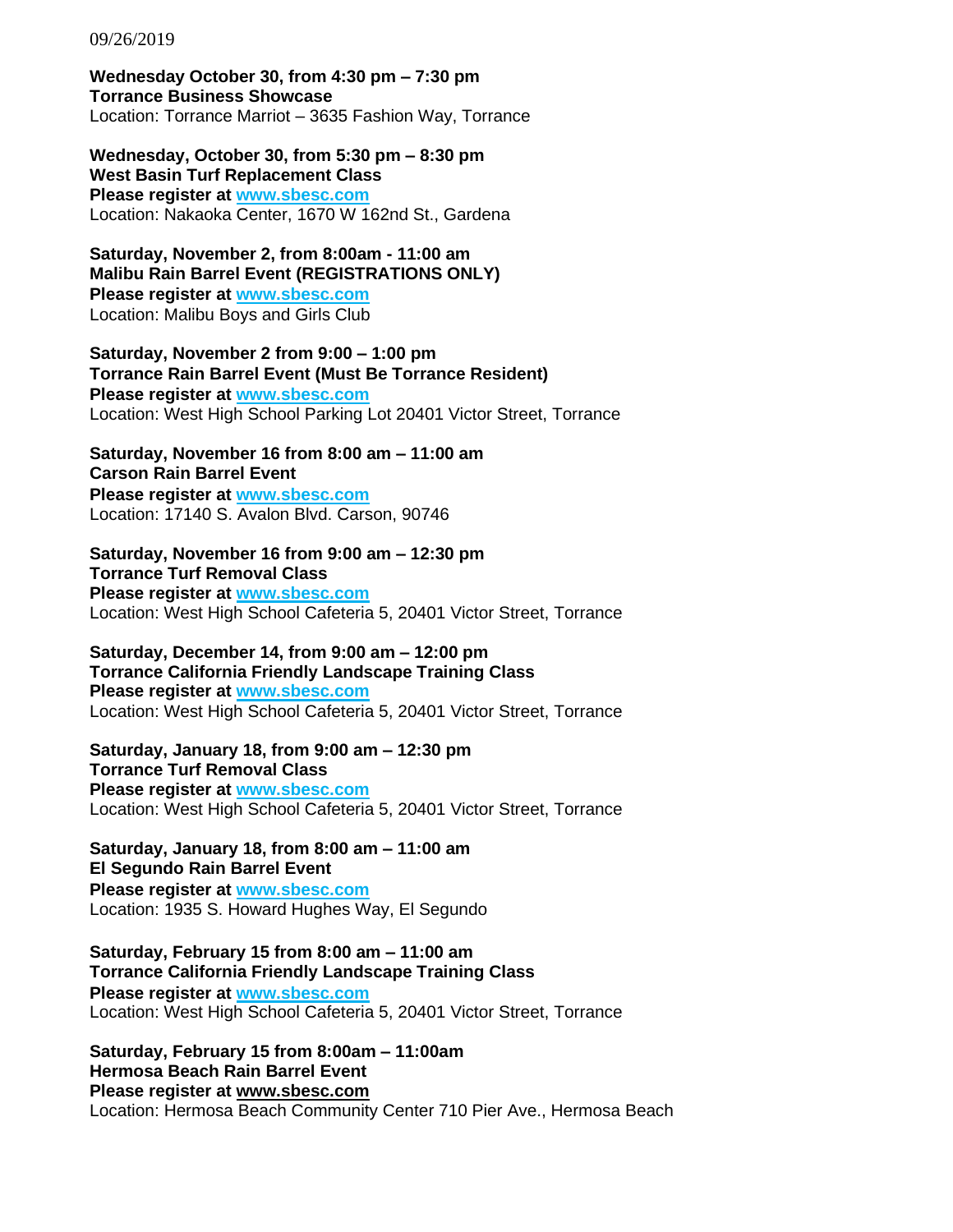09/26/2019

**Wednesday October 30, from 4:30 pm – 7:30 pm**
**Torrance Business Showcase**
Location: Torrance Marriot – 3635 Fashion Way, Torrance

**Wednesday, October 30, from 5:30 pm – 8:30 pm**
**West Basin Turf Replacement Class**
**Please register at www.sbesc.com**
Location: Nakaoka Center, 1670 W 162nd St., Gardena

**Saturday, November 2, from 8:00am - 11:00 am**
**Malibu Rain Barrel Event (REGISTRATIONS ONLY)**
**Please register at www.sbesc.com**
Location: Malibu Boys and Girls Club

**Saturday, November 2 from 9:00 – 1:00 pm**
**Torrance Rain Barrel Event (Must Be Torrance Resident)**
**Please register at www.sbesc.com**
Location: West High School Parking Lot 20401 Victor Street, Torrance

**Saturday, November 16 from 8:00 am – 11:00 am**
**Carson Rain Barrel Event**
**Please register at www.sbesc.com**
Location: 17140 S. Avalon Blvd. Carson, 90746

**Saturday, November 16 from 9:00 am – 12:30 pm**
**Torrance Turf Removal Class**
**Please register at www.sbesc.com**
Location: West High School Cafeteria 5, 20401 Victor Street, Torrance

**Saturday, December 14, from 9:00 am – 12:00 pm**
**Torrance California Friendly Landscape Training Class**
**Please register at www.sbesc.com**
Location: West High School Cafeteria 5, 20401 Victor Street, Torrance

**Saturday, January 18, from 9:00 am – 12:30 pm**
**Torrance Turf Removal Class**
**Please register at www.sbesc.com**
Location: West High School Cafeteria 5, 20401 Victor Street, Torrance

**Saturday, January 18, from 8:00 am – 11:00 am**
**El Segundo Rain Barrel Event**
**Please register at www.sbesc.com**
Location: 1935 S. Howard Hughes Way, El Segundo

**Saturday, February 15 from 8:00 am – 11:00 am**
**Torrance California Friendly Landscape Training Class**
**Please register at www.sbesc.com**
Location: West High School Cafeteria 5, 20401 Victor Street, Torrance

**Saturday, February 15 from 8:00am – 11:00am**
**Hermosa Beach Rain Barrel Event**
**Please register at www.sbesc.com**
Location: Hermosa Beach Community Center 710 Pier Ave., Hermosa Beach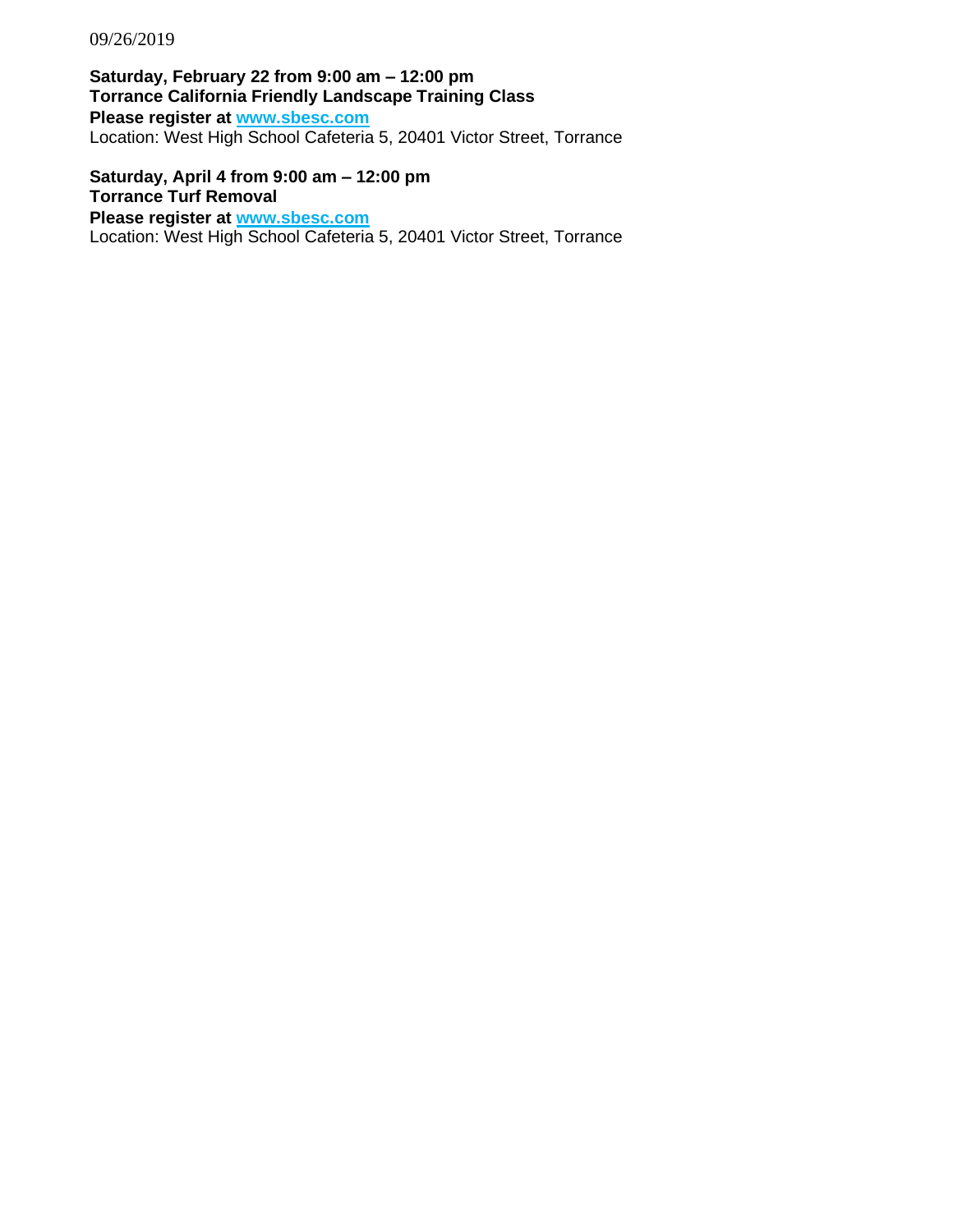**Saturday, February 22 from 9:00 am – 12:00 pm**
**Torrance California Friendly Landscape Training Class**
**Please register at www.sbesc.com**
Location: West High School Cafeteria 5, 20401 Victor Street, Torrance

**Saturday, April 4 from 9:00 am – 12:00 pm**
**Torrance Turf Removal**
**Please register at www.sbesc.com**
Location: West High School Cafeteria 5, 20401 Victor Street, Torrance